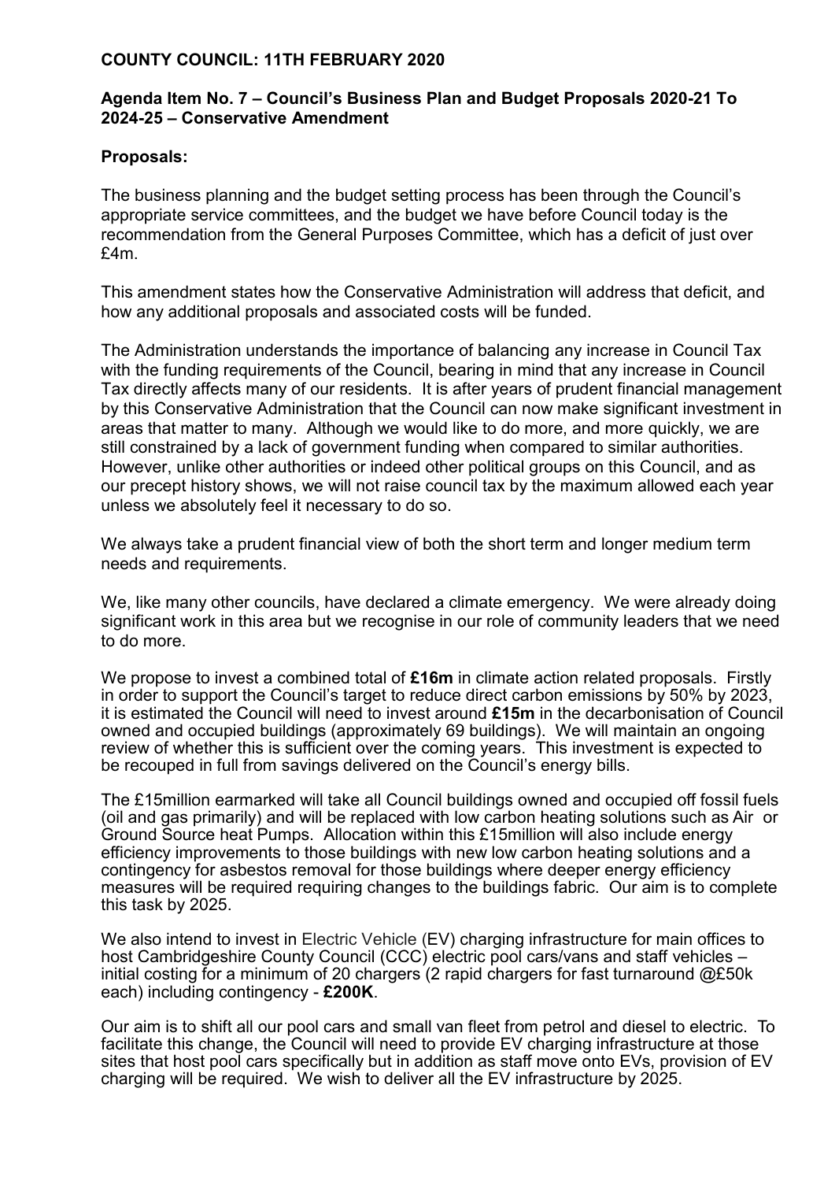**COUNTY COUNCIL: 11TH FEBRUARY 2020**

**Agenda Item No. 7 – Council's Business Plan and Budget Proposals 2020-21 To 2024-25 – Conservative Amendment**

**Proposals:**

The business planning and the budget setting process has been through the Council's appropriate service committees, and the budget we have before Council today is the recommendation from the General Purposes Committee, which has a deficit of just over £4m.

This amendment states how the Conservative Administration will address that deficit, and how any additional proposals and associated costs will be funded.

The Administration understands the importance of balancing any increase in Council Tax with the funding requirements of the Council, bearing in mind that any increase in Council Tax directly affects many of our residents. It is after years of prudent financial management by this Conservative Administration that the Council can now make significant investment in areas that matter to many. Although we would like to do more, and more quickly, we are still constrained by a lack of government funding when compared to similar authorities. However, unlike other authorities or indeed other political groups on this Council, and as our precept history shows, we will not raise council tax by the maximum allowed each year unless we absolutely feel it necessary to do so.

We always take a prudent financial view of both the short term and longer medium term needs and requirements.

We, like many other councils, have declared a climate emergency. We were already doing significant work in this area but we recognise in our role of community leaders that we need to do more.

We propose to invest a combined total of **£16m** in climate action related proposals. Firstly in order to support the Council's target to reduce direct carbon emissions by 50% by 2023, it is estimated the Council will need to invest around **£15m** in the decarbonisation of Council owned and occupied buildings (approximately 69 buildings). We will maintain an ongoing review of whether this is sufficient over the coming years. This investment is expected to be recouped in full from savings delivered on the Council's energy bills.

The £15million earmarked will take all Council buildings owned and occupied off fossil fuels (oil and gas primarily) and will be replaced with low carbon heating solutions such as Air or Ground Source heat Pumps. Allocation within this £15million will also include energy efficiency improvements to those buildings with new low carbon heating solutions and a contingency for asbestos removal for those buildings where deeper energy efficiency measures will be required requiring changes to the buildings fabric. Our aim is to complete this task by 2025.

We also intend to invest in Electric Vehicle (EV) charging infrastructure for main offices to host Cambridgeshire County Council (CCC) electric pool cars/vans and staff vehicles – initial costing for a minimum of 20 chargers (2 rapid chargers for fast turnaround @£50k each) including contingency - **£200K**.

Our aim is to shift all our pool cars and small van fleet from petrol and diesel to electric. To facilitate this change, the Council will need to provide EV charging infrastructure at those sites that host pool cars specifically but in addition as staff move onto EVs, provision of EV charging will be required. We wish to deliver all the EV infrastructure by 2025.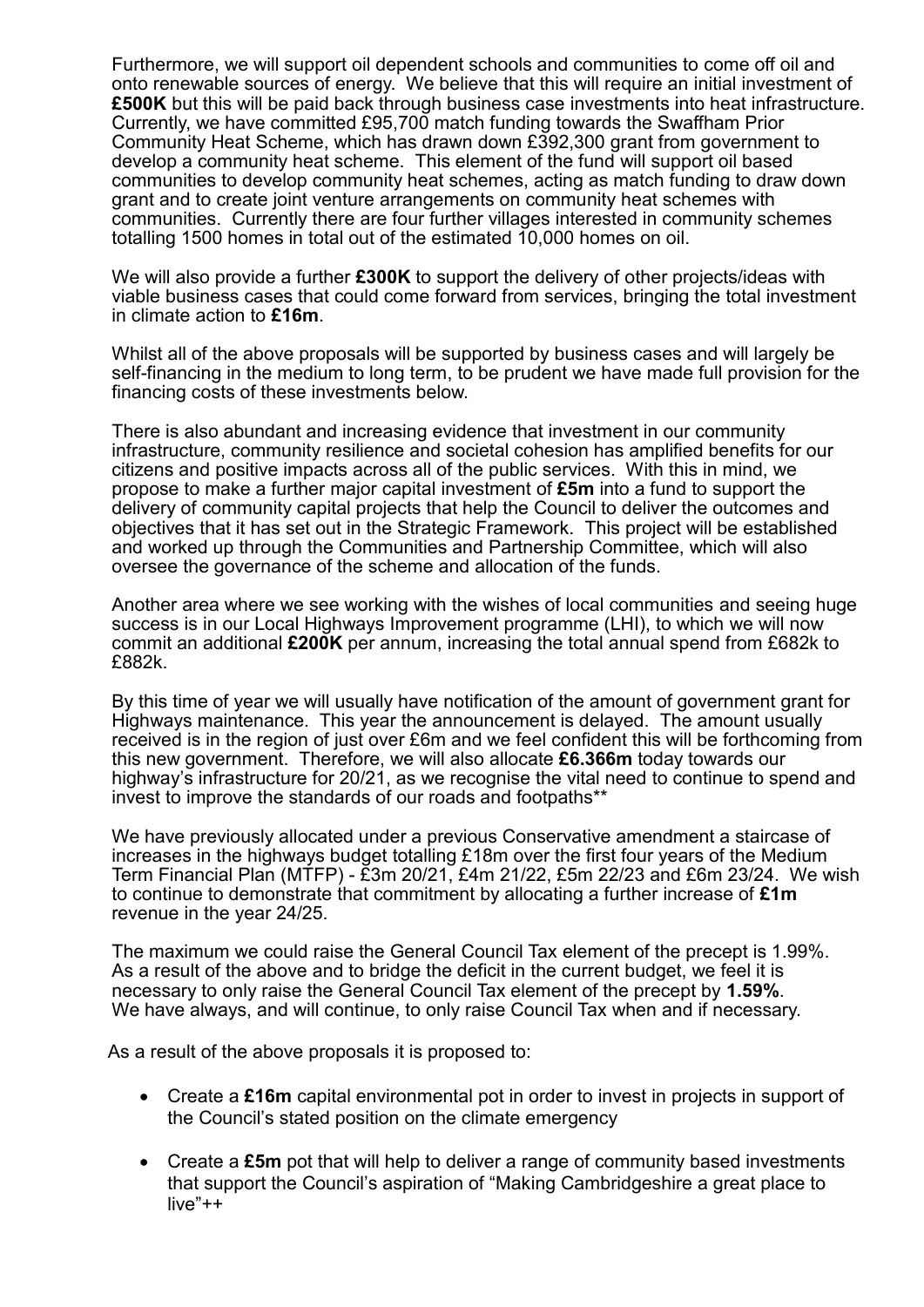Furthermore, we will support oil dependent schools and communities to come off oil and onto renewable sources of energy. We believe that this will require an initial investment of **£500K** but this will be paid back through business case investments into heat infrastructure. Currently, we have committed £95,700 match funding towards the Swaffham Prior Community Heat Scheme, which has drawn down £392,300 grant from government to develop a community heat scheme. This element of the fund will support oil based communities to develop community heat schemes, acting as match funding to draw down grant and to create joint venture arrangements on community heat schemes with communities. Currently there are four further villages interested in community schemes totalling 1500 homes in total out of the estimated 10,000 homes on oil.

We will also provide a further **£300K** to support the delivery of other projects/ideas with viable business cases that could come forward from services, bringing the total investment in climate action to **£16m**.

Whilst all of the above proposals will be supported by business cases and will largely be self-financing in the medium to long term, to be prudent we have made full provision for the financing costs of these investments below.

There is also abundant and increasing evidence that investment in our community infrastructure, community resilience and societal cohesion has amplified benefits for our citizens and positive impacts across all of the public services. With this in mind, we propose to make a further major capital investment of **£5m** into a fund to support the delivery of community capital projects that help the Council to deliver the outcomes and objectives that it has set out in the Strategic Framework. This project will be established and worked up through the Communities and Partnership Committee, which will also oversee the governance of the scheme and allocation of the funds.

Another area where we see working with the wishes of local communities and seeing huge success is in our Local Highways Improvement programme (LHI), to which we will now commit an additional **£200K** per annum, increasing the total annual spend from £682k to £882k.

By this time of year we will usually have notification of the amount of government grant for Highways maintenance. This year the announcement is delayed. The amount usually received is in the region of just over £6m and we feel confident this will be forthcoming from this new government. Therefore, we will also allocate **£6.366m** today towards our highway's infrastructure for 20/21, as we recognise the vital need to continue to spend and invest to improve the standards of our roads and footpaths**

We have previously allocated under a previous Conservative amendment a staircase of increases in the highways budget totalling £18m over the first four years of the Medium Term Financial Plan (MTFP) - £3m 20/21, £4m 21/22, £5m 22/23 and £6m 23/24. We wish to continue to demonstrate that commitment by allocating a further increase of **£1m** revenue in the year 24/25.

The maximum we could raise the General Council Tax element of the precept is 1.99%. As a result of the above and to bridge the deficit in the current budget, we feel it is necessary to only raise the General Council Tax element of the precept by **1.59%**. We have always, and will continue, to only raise Council Tax when and if necessary.

As a result of the above proposals it is proposed to:

- Create a **£16m** capital environmental pot in order to invest in projects in support of the Council's stated position on the climate emergency

- Create a **£5m** pot that will help to deliver a range of community based investments that support the Council's aspiration of "Making Cambridgeshire a great place to live"++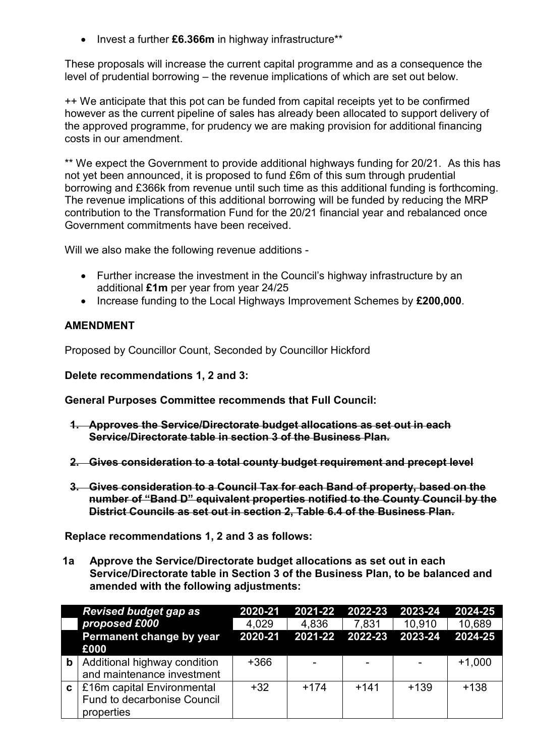- Invest a further **£6.366m** in highway infrastructure**

These proposals will increase the current capital programme and as a consequence the level of prudential borrowing – the revenue implications of which are set out below.

++ We anticipate that this pot can be funded from capital receipts yet to be confirmed however as the current pipeline of sales has already been allocated to support delivery of the approved programme, for prudency we are making provision for additional financing costs in our amendment.

** We expect the Government to provide additional highways funding for 20/21. As this has not yet been announced, it is proposed to fund £6m of this sum through prudential borrowing and £366k from revenue until such time as this additional funding is forthcoming. The revenue implications of this additional borrowing will be funded by reducing the MRP contribution to the Transformation Fund for the 20/21 financial year and rebalanced once Government commitments have been received.

Will we also make the following revenue additions -

- Further increase the investment in the Council's highway infrastructure by an additional **£1m** per year from year 24/25
- Increase funding to the Local Highways Improvement Schemes by **£200,000**.

## AMENDMENT

Proposed by Councillor Count, Seconded by Councillor Hickford

**Delete recommendations 1, 2 and 3:**

**General Purposes Committee recommends that Full Council:**

1. ~~**Approves the Service/Directorate budget allocations as set out in each Service/Directorate table in section 3 of the Business Plan.**~~
2. ~~**Gives consideration to a total county budget requirement and precept level**~~
3. ~~**Gives consideration to a Council Tax for each Band of property, based on the number of "Band D" equivalent properties notified to the County Council by the District Councils as set out in section 2, Table 6.4 of the Business Plan.**~~

**Replace recommendations 1, 2 and 3 as follows:**

**1a Approve the Service/Directorate budget allocations as set out in each Service/Directorate table in Section 3 of the Business Plan, to be balanced and amended with the following adjustments:**

| | ***Revised budget gap as proposed £000*** | 2020-21 | 2021-22 | 2022-23 | 2023-24 | 2024-25 |
|---|---|---|---|---|---|---|
| | | 4,029 | 4,836 | 7,831 | 10,910 | 10,689 |
| | **Permanent change by year £000** | **2020-21** | **2021-22** | **2022-23** | **2023-24** | **2024-25** |
| **b** | Additional highway condition and maintenance investment | +366 | - | - | - | +1,000 |
| **c** | £16m capital Environmental Fund to decarbonise Council properties | +32 | +174 | +141 | +139 | +138 |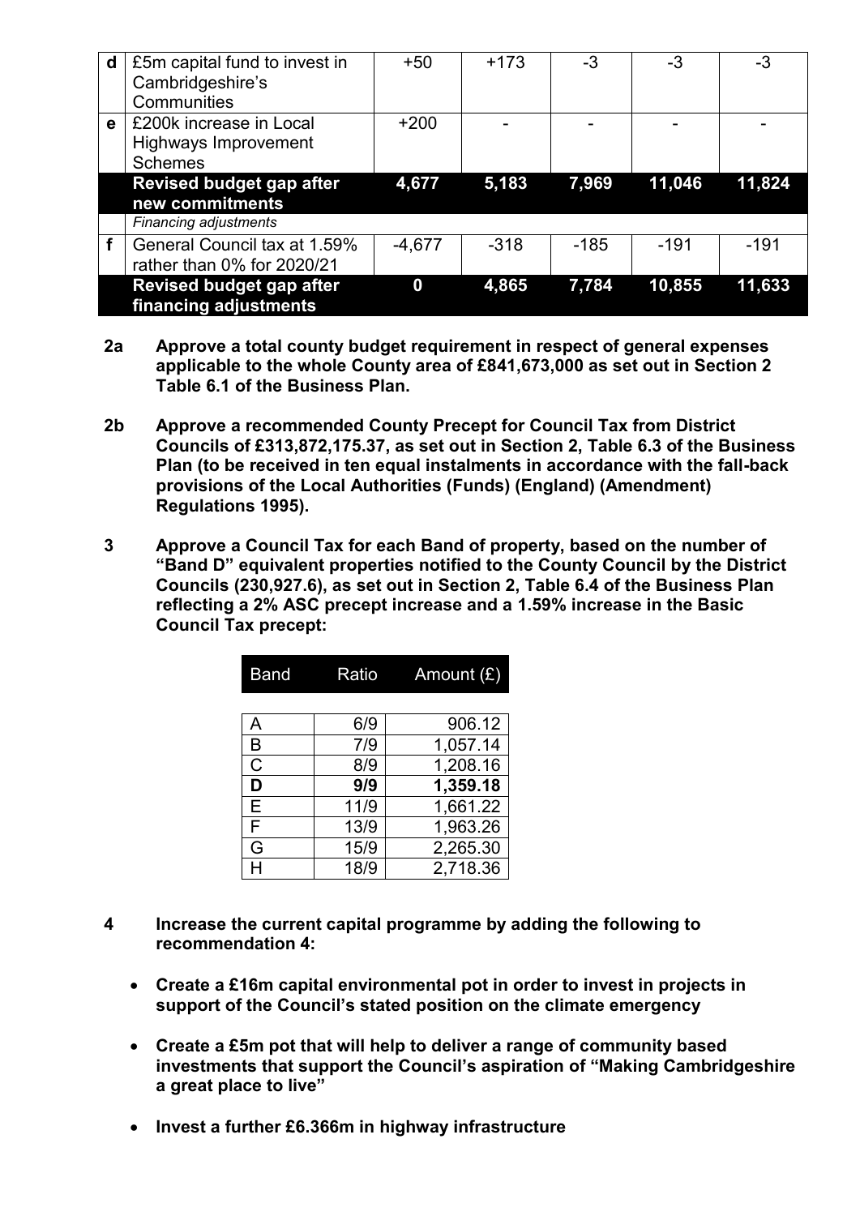| | | | | | | |
|---|---|---|---|---|---|---|
| **d** | £5m capital fund to invest in Cambridgeshire's Communities | +50 | +173 | -3 | -3 | -3 |
| **e** | £200k increase in Local Highways Improvement Schemes | +200 | - | - | - | - |
| | **Revised budget gap after new commitments** | **4,677** | **5,183** | **7,969** | **11,046** | **11,824** |
| | *Financing adjustments* | | | | | |
| **f** | General Council tax at 1.59% rather than 0% for 2020/21 | -4,677 | -318 | -185 | -191 | -191 |
| | **Revised budget gap after financing adjustments** | **0** | **4,865** | **7,784** | **10,855** | **11,633** |

**2a Approve a total county budget requirement in respect of general expenses applicable to the whole County area of £841,673,000 as set out in Section 2 Table 6.1 of the Business Plan.**

**2b Approve a recommended County Precept for Council Tax from District Councils of £313,872,175.37, as set out in Section 2, Table 6.3 of the Business Plan (to be received in ten equal instalments in accordance with the fall-back provisions of the Local Authorities (Funds) (England) (Amendment) Regulations 1995).**

**3 Approve a Council Tax for each Band of property, based on the number of "Band D" equivalent properties notified to the County Council by the District Councils (230,927.6), as set out in Section 2, Table 6.4 of the Business Plan reflecting a 2% ASC precept increase and a 1.59% increase in the Basic Council Tax precept:**

| Band | Ratio | Amount (£) |
|---|---|---|
| A | 6/9 | 906.12 |
| B | 7/9 | 1,057.14 |
| C | 8/9 | 1,208.16 |
| **D** | **9/9** | **1,359.18** |
| E | 11/9 | 1,661.22 |
| F | 13/9 | 1,963.26 |
| G | 15/9 | 2,265.30 |
| H | 18/9 | 2,718.36 |

**4 Increase the current capital programme by adding the following to recommendation 4:**

- **Create a £16m capital environmental pot in order to invest in projects in support of the Council's stated position on the climate emergency**
- **Create a £5m pot that will help to deliver a range of community based investments that support the Council's aspiration of "Making Cambridgeshire a great place to live"**
- **Invest a further £6.366m in highway infrastructure**